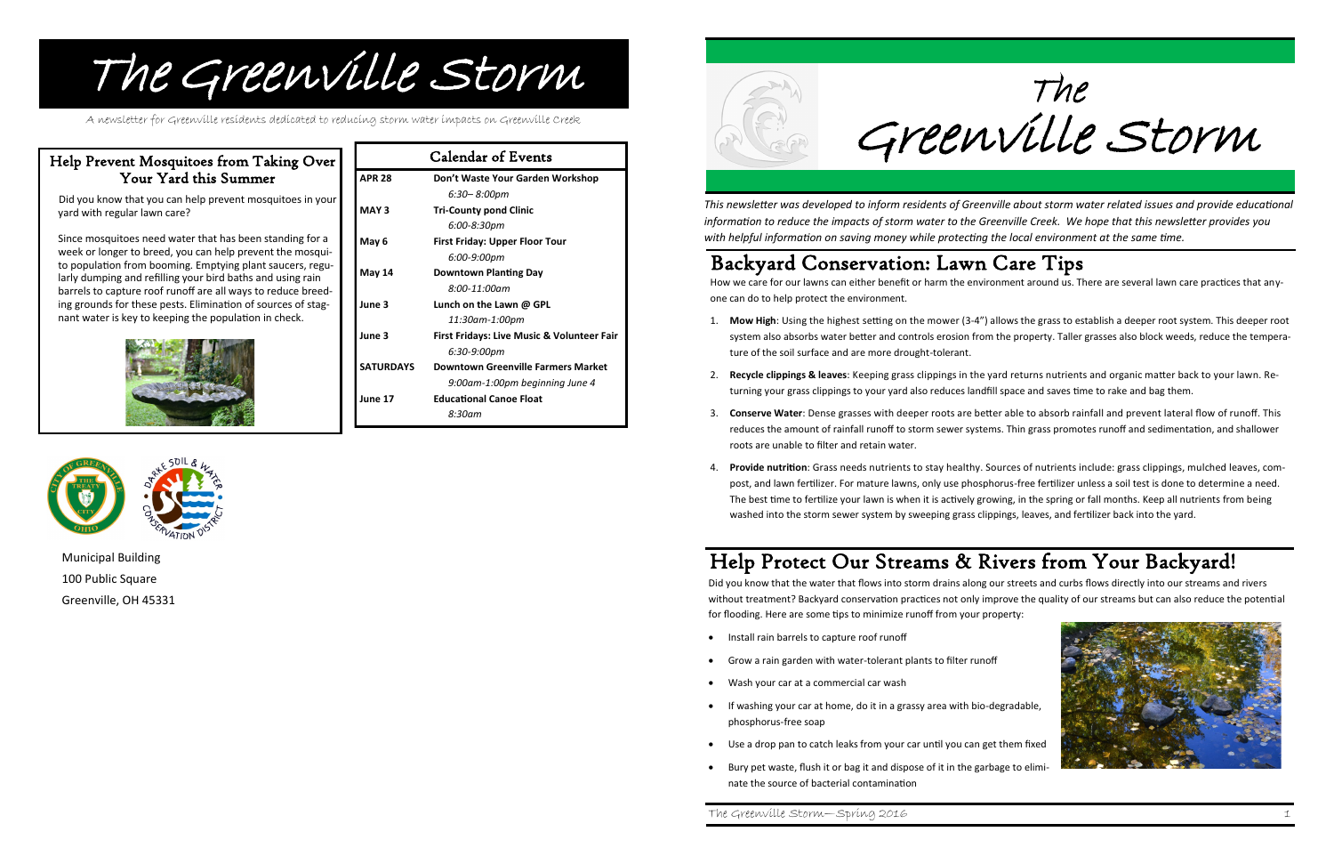# The Greenville Storm

A newsletter for Greenville residents dedicated to reducing storm water impacts on Greenville Creek

## Help Prevent Mosquitoes from Taking Over Your Yard this Summer

Did you know that you can help prevent mosquitoes in your yard with regular lawn care?

Since mosquitoes need water that has been standing for a week or longer to breed, you can help prevent the mosquito population from booming. Emptying plant saucers, regularly dumping and refilling your bird baths and using rain barrels to capture roof runoff are all ways to reduce breeding grounds for these pests. Elimination of sources of stagnant water is key to keeping the population in check.

## Calendar of Events

| Date | Event |
|---|---|
| APR 28 | **Don't Waste Your Garden Workshop** *6:30– 8:00pm* |
| MAY 3 | **Tri-County pond Clinic** *6:00-8:30pm* |
| May 6 | **First Friday: Upper Floor Tour** *6:00-9:00pm* |
| May 14 | **Downtown Planting Day** *8:00-11:00am* |
| June 3 | **Lunch on the Lawn @ GPL** *11:30am-1:00pm* |
| June 3 | **First Fridays: Live Music & Volunteer Fair** *6:30-9:00pm* |
| SATURDAYS | **Downtown Greenville Farmers Market** *9:00am-1:00pm beginning June 4* |
| June 17 | **Educational Canoe Float** *8:30am* |

Municipal Building
100 Public Square
Greenville, OH 45331

# The Greenville Storm

*This newsletter was developed to inform residents of Greenville about storm water related issues and provide educational information to reduce the impacts of storm water to the Greenville Creek. We hope that this newsletter provides you with helpful information on saving money while protecting the local environment at the same time.*

## Backyard Conservation: Lawn Care Tips

How we care for our lawns can either benefit or harm the environment around us. There are several lawn care practices that anyone can do to help protect the environment.

1. **Mow High**: Using the highest setting on the mower (3-4") allows the grass to establish a deeper root system. This deeper root system also absorbs water better and controls erosion from the property. Taller grasses also block weeds, reduce the temperature of the soil surface and are more drought-tolerant.
2. **Recycle clippings & leaves**: Keeping grass clippings in the yard returns nutrients and organic matter back to your lawn. Returning your grass clippings to your yard also reduces landfill space and saves time to rake and bag them.
3. **Conserve Water**: Dense grasses with deeper roots are better able to absorb rainfall and prevent lateral flow of runoff. This reduces the amount of rainfall runoff to storm sewer systems. Thin grass promotes runoff and sedimentation, and shallower roots are unable to filter and retain water.
4. **Provide nutrition**: Grass needs nutrients to stay healthy. Sources of nutrients include: grass clippings, mulched leaves, compost, and lawn fertilizer. For mature lawns, only use phosphorus-free fertilizer unless a soil test is done to determine a need. The best time to fertilize your lawn is when it is actively growing, in the spring or fall months. Keep all nutrients from being washed into the storm sewer system by sweeping grass clippings, leaves, and fertilizer back into the yard.

## Help Protect Our Streams & Rivers from Your Backyard!

Did you know that the water that flows into storm drains along our streets and curbs flows directly into our streams and rivers without treatment? Backyard conservation practices not only improve the quality of our streams but can also reduce the potential for flooding. Here are some tips to minimize runoff from your property:

- Install rain barrels to capture roof runoff
- Grow a rain garden with water-tolerant plants to filter runoff
- Wash your car at a commercial car wash
- If washing your car at home, do it in a grassy area with bio-degradable, phosphorus-free soap
- Use a drop pan to catch leaks from your car until you can get them fixed
- Bury pet waste, flush it or bag it and dispose of it in the garbage to eliminate the source of bacterial contamination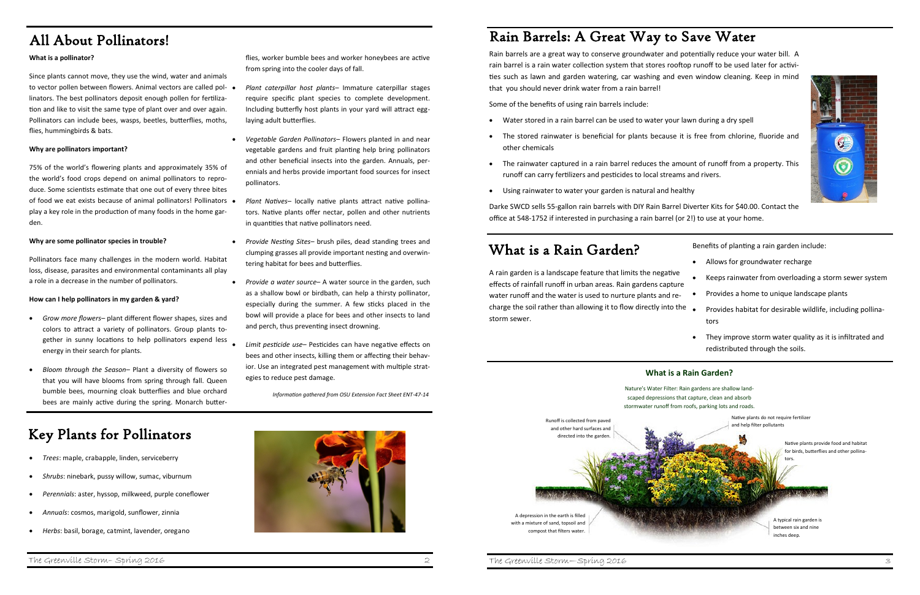# All About Pollinators!

**What is a pollinator?**

Since plants cannot move, they use the wind, water and animals to vector pollen between flowers. Animal vectors are called pollinators. The best pollinators deposit enough pollen for fertilization and like to visit the same type of plant over and over again. Pollinators can include bees, wasps, beetles, butterflies, moths, flies, hummingbirds & bats.

**Why are pollinators important?**

75% of the world's flowering plants and approximately 35% of the world's food crops depend on animal pollinators to reproduce. Some scientists estimate that one out of every three bites of food we eat exists because of animal pollinators! Pollinators play a key role in the production of many foods in the home garden.

**Why are some pollinator species in trouble?**

Pollinators face many challenges in the modern world. Habitat loss, disease, parasites and environmental contaminants all play a role in a decrease in the number of pollinators.

**How can I help pollinators in my garden & yard?**

- *Grow more flowers*– plant different flower shapes, sizes and colors to attract a variety of pollinators. Group plants together in sunny locations to help pollinators expend less energy in their search for plants.
- *Bloom through the Season*– Plant a diversity of flowers so that you will have blooms from spring through fall. Queen bumble bees, mourning cloak butterflies and blue orchard bees are mainly active during the spring. Monarch butterflies, worker bumble bees and worker honeybees are active from spring into the cooler days of fall.
- *Plant caterpillar host plants*– Immature caterpillar stages require specific plant species to complete development. Including butterfly host plants in your yard will attract egg-laying adult butterflies.
- *Vegetable Garden Pollinators*– Flowers planted in and near vegetable gardens and fruit planting help bring pollinators and other beneficial insects into the garden. Annuals, perennials and herbs provide important food sources for insect pollinators.
- *Plant Natives*– locally native plants attract native pollinators. Native plants offer nectar, pollen and other nutrients in quantities that native pollinators need.
- *Provide Nesting Sites*– brush piles, dead standing trees and clumping grasses all provide important nesting and overwintering habitat for bees and butterflies.
- *Provide a water source*– A water source in the garden, such as a shallow bowl or birdbath, can help a thirsty pollinator, especially during the summer. A few sticks placed in the bowl will provide a place for bees and other insects to land and perch, thus preventing insect drowning.
- *Limit pesticide use*– Pesticides can have negative effects on bees and other insects, killing them or affecting their behavior. Use an integrated pest management with multiple strategies to reduce pest damage.

*Information gathered from OSU Extension Fact Sheet ENT-47-14*

# Key Plants for Pollinators

- *Trees*: maple, crabapple, linden, serviceberry
- *Shrubs*: ninebark, pussy willow, sumac, viburnum
- *Perennials*: aster, hyssop, milkweed, purple coneflower
- *Annuals*: cosmos, marigold, sunflower, zinnia
- *Herbs*: basil, borage, catmint, lavender, oregano

# Rain Barrels: A Great Way to Save Water

Rain barrels are a great way to conserve groundwater and potentially reduce your water bill. A rain barrel is a rain water collection system that stores rooftop runoff to be used later for activities such as lawn and garden watering, car washing and even window cleaning. Keep in mind that you should never drink water from a rain barrel!

Some of the benefits of using rain barrels include:

- Water stored in a rain barrel can be used to water your lawn during a dry spell
- The stored rainwater is beneficial for plants because it is free from chlorine, fluoride and other chemicals
- The rainwater captured in a rain barrel reduces the amount of runoff from a property. This runoff can carry fertilizers and pesticides to local streams and rivers.
- Using rainwater to water your garden is natural and healthy

Darke SWCD sells 55-gallon rain barrels with DIY Rain Barrel Diverter Kits for $40.00. Contact the office at 548-1752 if interested in purchasing a rain barrel (or 2!) to use at your home.

# What is a Rain Garden?

A rain garden is a landscape feature that limits the negative effects of rainfall runoff in urban areas. Rain gardens capture water runoff and the water is used to nurture plants and recharge the soil rather than allowing it to flow directly into the storm sewer.

Benefits of planting a rain garden include:

- Allows for groundwater recharge
- Keeps rainwater from overloading a storm sewer system
- Provides a home to unique landscape plants
- Provides habitat for desirable wildlife, including pollinators
- They improve storm water quality as it is infiltrated and redistributed through the soils.

**What is a Rain Garden?**

Nature's Water Filter: Rain gardens are shallow landscaped depressions that capture, clean and absorb stormwater runoff from roofs, parking lots and roads.

Runoff is collected from paved and other hard surfaces and directed into the garden.

Native plants do not require fertilizer and help filter pollutants

Native plants provide food and habitat for birds, butterflies and other pollinators.

A depression in the earth is filled with a mixture of sand, topsoil and compost that filters water.

A typical rain garden is between six and nine inches deep.